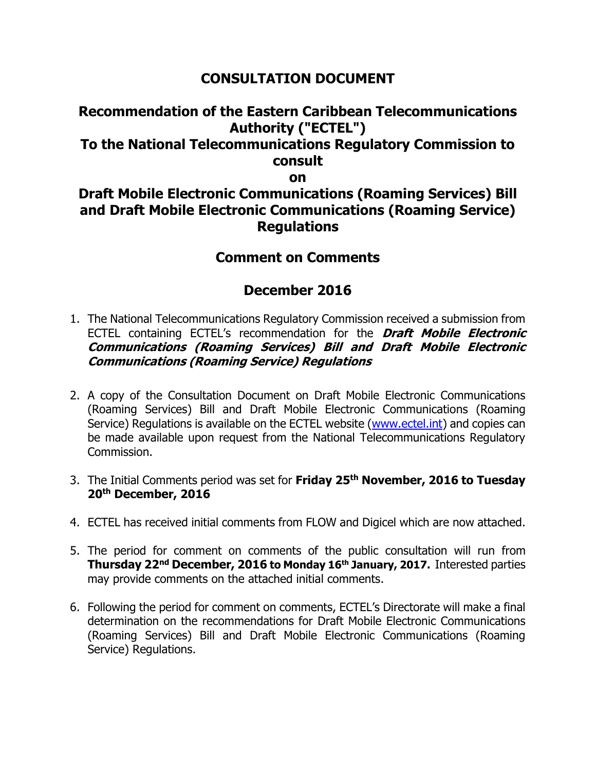# CONSULTATION DOCUMENT

## Recommendation of the Eastern Caribbean Telecommunications Authority ("ECTEL") To the National Telecommunications Regulatory Commission to consult on Draft Mobile Electronic Communications (Roaming Services) Bill and Draft Mobile Electronic Communications (Roaming Service) Regulations

## Comment on Comments

## December 2016

1. The National Telecommunications Regulatory Commission received a submission from ECTEL containing ECTEL's recommendation for the ***Draft Mobile Electronic Communications (Roaming Services) Bill and Draft Mobile Electronic Communications (Roaming Service) Regulations***

2. A copy of the Consultation Document on Draft Mobile Electronic Communications (Roaming Services) Bill and Draft Mobile Electronic Communications (Roaming Service) Regulations is available on the ECTEL website (www.ectel.int) and copies can be made available upon request from the National Telecommunications Regulatory Commission.

3. The Initial Comments period was set for **Friday 25th November, 2016 to Tuesday 20th December, 2016**

4. ECTEL has received initial comments from FLOW and Digicel which are now attached.

5. The period for comment on comments of the public consultation will run from **Thursday 22nd December, 2016 to Monday 16th January, 2017.** Interested parties may provide comments on the attached initial comments.

6. Following the period for comment on comments, ECTEL's Directorate will make a final determination on the recommendations for Draft Mobile Electronic Communications (Roaming Services) Bill and Draft Mobile Electronic Communications (Roaming Service) Regulations.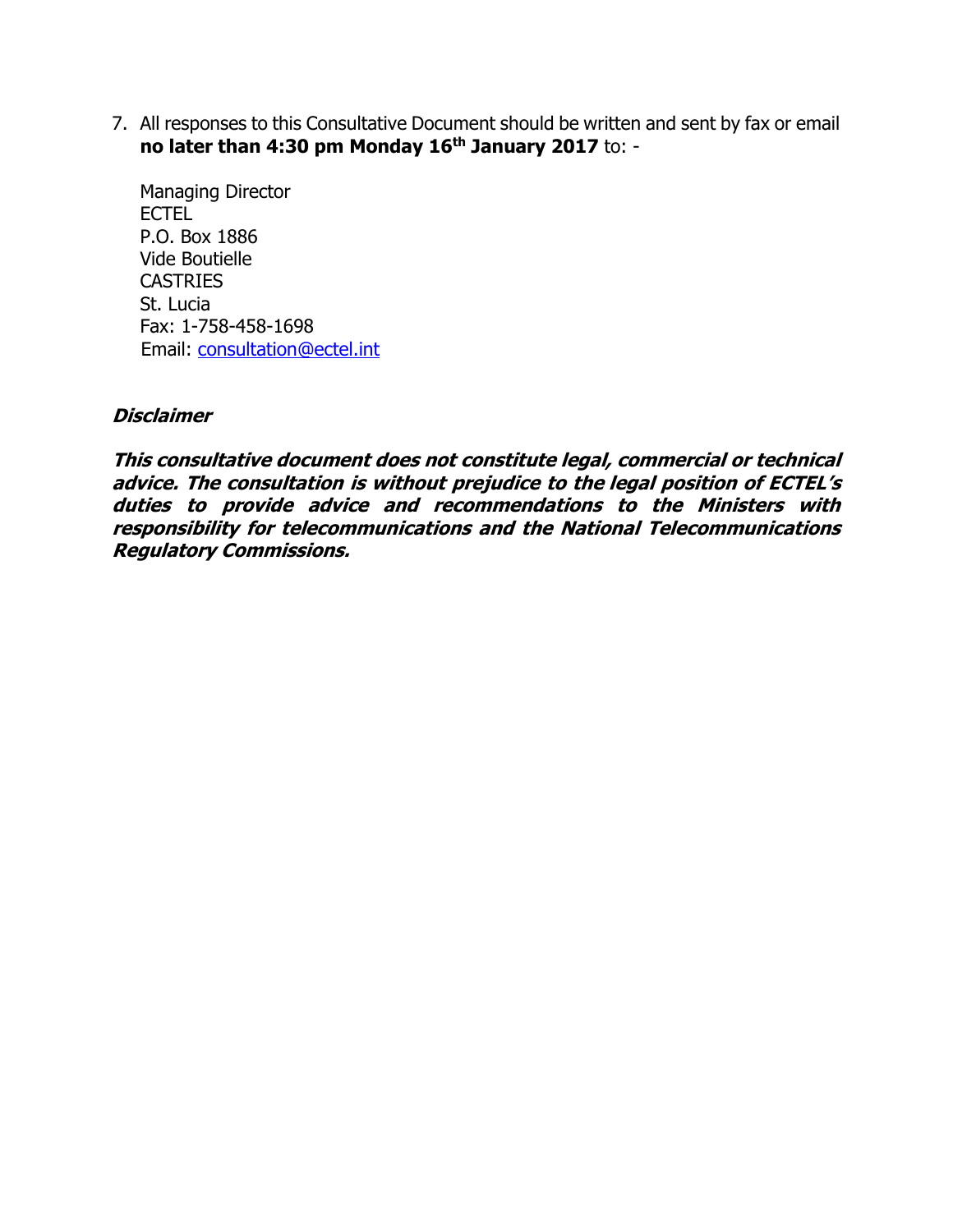7. All responses to this Consultative Document should be written and sent by fax or email **no later than 4:30 pm Monday 16th January 2017** to: -

   Managing Director
   ECTEL
   P.O. Box 1886
   Vide Boutielle
   CASTRIES
   St. Lucia
   Fax: 1-758-458-1698
   Email: consultation@ectel.int

***Disclaimer***

***This consultative document does not constitute legal, commercial or technical advice. The consultation is without prejudice to the legal position of ECTEL's duties to provide advice and recommendations to the Ministers with responsibility for telecommunications and the National Telecommunications Regulatory Commissions.***